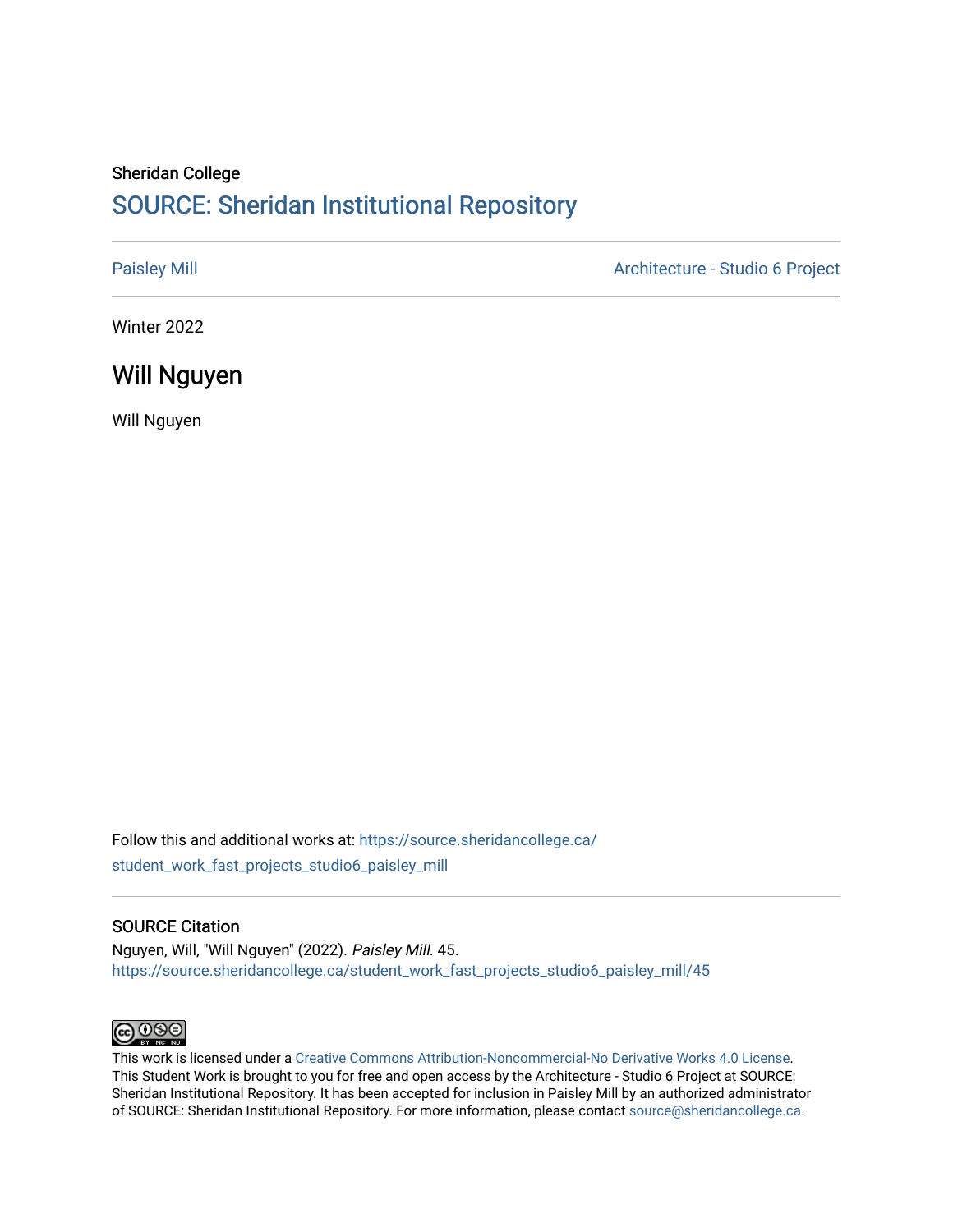Sheridan College

## SOURCE: Sheridan Institutional Repository

Paisley Mill | Architecture - Studio 6 Project

Winter 2022

# Will Nguyen

Will Nguyen

Follow this and additional works at: https://source.sheridancollege.ca/student_work_fast_projects_studio6_paisley_mill

### SOURCE Citation

Nguyen, Will, "Will Nguyen" (2022). *Paisley Mill*. 45.
https://source.sheridancollege.ca/student_work_fast_projects_studio6_paisley_mill/45

This work is licensed under a Creative Commons Attribution-Noncommercial-No Derivative Works 4.0 License.
This Student Work is brought to you for free and open access by the Architecture - Studio 6 Project at SOURCE: Sheridan Institutional Repository. It has been accepted for inclusion in Paisley Mill by an authorized administrator of SOURCE: Sheridan Institutional Repository. For more information, please contact source@sheridancollege.ca.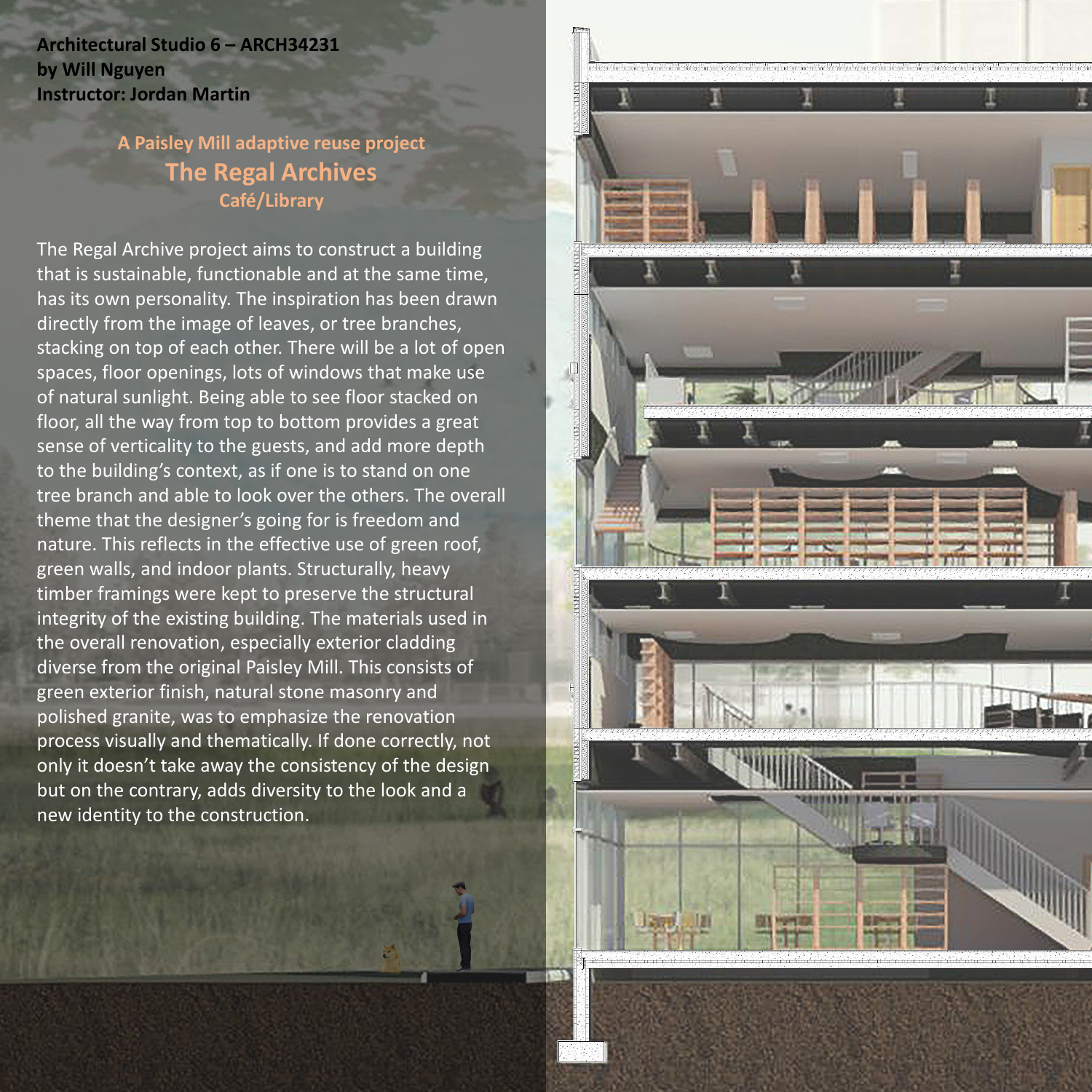**Architectural Studio 6 – ARCH34231**
**by Will Nguyen**
**Instructor: Jordan Martin**

## A Paisley Mill adaptive reuse project

# The Regal Archives

### Café/Library

The Regal Archive project aims to construct a building that is sustainable, functionable and at the same time, has its own personality. The inspiration has been drawn directly from the image of leaves, or tree branches, stacking on top of each other. There will be a lot of open spaces, floor openings, lots of windows that make use of natural sunlight. Being able to see floor stacked on floor, all the way from top to bottom provides a great sense of verticality to the guests, and add more depth to the building's context, as if one is to stand on one tree branch and able to look over the others. The overall theme that the designer's going for is freedom and nature. This reflects in the effective use of green roof, green walls, and indoor plants. Structurally, heavy timber framings were kept to preserve the structural integrity of the existing building. The materials used in the overall renovation, especially exterior cladding diverse from the original Paisley Mill. This consists of green exterior finish, natural stone masonry and polished granite, was to emphasize the renovation process visually and thematically. If done correctly, not only it doesn't take away the consistency of the design but on the contrary, adds diversity to the look and a new identity to the construction.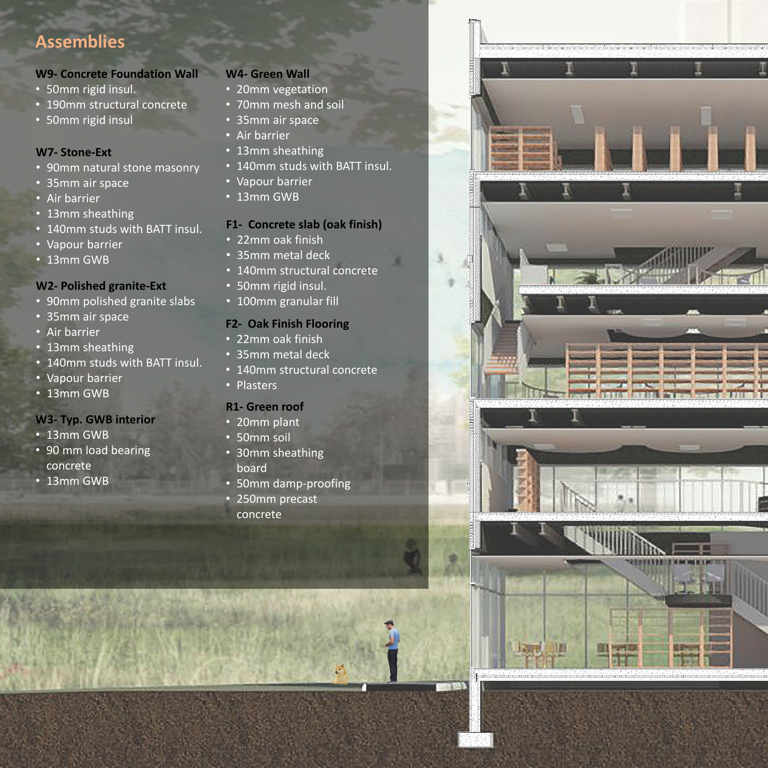## Assemblies

**W9- Concrete Foundation Wall**
- 50mm rigid insul.
- 190mm structural concrete
- 50mm rigid insul

**W7- Stone-Ext**
- 90mm natural stone masonry
- 35mm air space
- Air barrier
- 13mm sheathing
- 140mm studs with BATT insul.
- Vapour barrier
- 13mm GWB

**W2- Polished granite-Ext**
- 90mm polished granite slabs
- 35mm air space
- Air barrier
- 13mm sheathing
- 140mm studs with BATT insul.
- Vapour barrier
- 13mm GWB

**W3- Typ. GWB interior**
- 13mm GWB
- 90 mm load bearing concrete
- 13mm GWB

**W4- Green Wall**
- 20mm vegetation
- 70mm mesh and soil
- 35mm air space
- Air barrier
- 13mm sheathing
- 140mm studs with BATT insul.
- Vapour barrier
- 13mm GWB

**F1- Concrete slab (oak finish)**
- 22mm oak finish
- 35mm metal deck
- 140mm structural concrete
- 50mm rigid insul.
- 100mm granular fill

**F2- Oak Finish Flooring**
- 22mm oak finish
- 35mm metal deck
- 140mm structural concrete
- Plasters

**R1- Green roof**
- 20mm plant
- 50mm soil
- 30mm sheathing board
- 50mm damp-proofing
- 250mm precast concrete